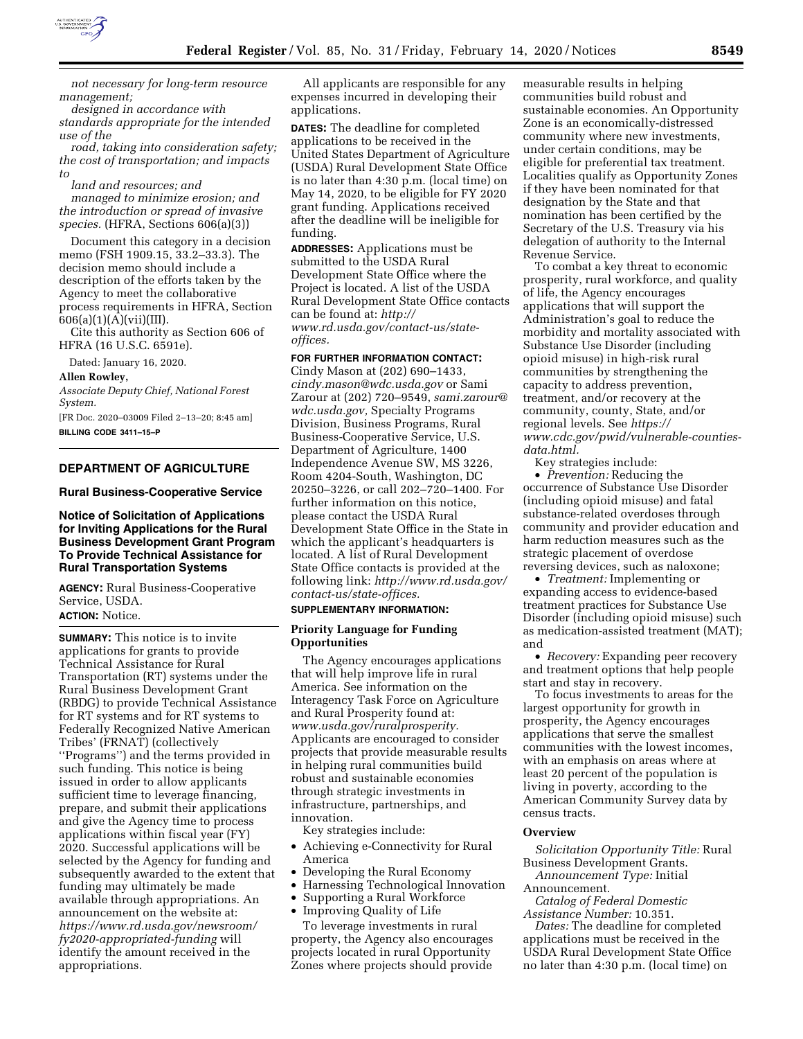*not necessary for long-term resource management;*

*designed in accordance with standards appropriate for the intended use of the road, taking into consideration safety; the cost of transportation; and impacts to land and resources; and*

*managed to minimize erosion; and the introduction or spread of invasive species.* (HFRA, Sections 606(a)(3))

Document this category in a decision memo (FSH 1909.15, 33.2–33.3). The decision memo should include a description of the efforts taken by the Agency to meet the collaborative process requirements in HFRA, Section 606(a)(1)(A)(vii)(III).

Cite this authority as Section 606 of HFRA (16 U.S.C. 6591e).

Dated: January 16, 2020.

**Allen Rowley,**

*Associate Deputy Chief, National Forest System.*

[FR Doc. 2020–03009 Filed 2–13–20; 8:45 am]

**BILLING CODE 3411–15–P**

## DEPARTMENT OF AGRICULTURE

### Rural Business-Cooperative Service

### Notice of Solicitation of Applications for Inviting Applications for the Rural Business Development Grant Program To Provide Technical Assistance for Rural Transportation Systems

**AGENCY:** Rural Business-Cooperative Service, USDA.

**ACTION:** Notice.

**SUMMARY:** This notice is to invite applications for grants to provide Technical Assistance for Rural Transportation (RT) systems under the Rural Business Development Grant (RBDG) to provide Technical Assistance for RT systems and for RT systems to Federally Recognized Native American Tribes' (FRNAT) (collectively ''Programs'') and the terms provided in such funding. This notice is being issued in order to allow applicants sufficient time to leverage financing, prepare, and submit their applications and give the Agency time to process applications within fiscal year (FY) 2020. Successful applications will be selected by the Agency for funding and subsequently awarded to the extent that funding may ultimately be made available through appropriations. An announcement on the website at: *https://www.rd.usda.gov/newsroom/fy2020-appropriated-funding* will identify the amount received in the appropriations.

All applicants are responsible for any expenses incurred in developing their applications.

**DATES:** The deadline for completed applications to be received in the United States Department of Agriculture (USDA) Rural Development State Office is no later than 4:30 p.m. (local time) on May 14, 2020, to be eligible for FY 2020 grant funding. Applications received after the deadline will be ineligible for funding.

**ADDRESSES:** Applications must be submitted to the USDA Rural Development State Office where the Project is located. A list of the USDA Rural Development State Office contacts can be found at: *http://www.rd.usda.gov/contact-us/state-offices.*

**FOR FURTHER INFORMATION CONTACT:** Cindy Mason at (202) 690–1433, *cindy.mason@wdc.usda.gov* or Sami Zarour at (202) 720–9549, *sami.zarour@wdc.usda.gov,* Specialty Programs Division, Business Programs, Rural Business-Cooperative Service, U.S. Department of Agriculture, 1400 Independence Avenue SW, MS 3226, Room 4204-South, Washington, DC 20250–3226, or call 202–720–1400. For further information on this notice, please contact the USDA Rural Development State Office in the State in which the applicant's headquarters is located. A list of Rural Development State Office contacts is provided at the following link: *http://www.rd.usda.gov/contact-us/state-offices.*

**SUPPLEMENTARY INFORMATION:**

### Priority Language for Funding Opportunities

The Agency encourages applications that will help improve life in rural America. See information on the Interagency Task Force on Agriculture and Rural Prosperity found at: *www.usda.gov/ruralprosperity.* Applicants are encouraged to consider projects that provide measurable results in helping rural communities build robust and sustainable economies through strategic investments in infrastructure, partnerships, and innovation.

Key strategies include:

- Achieving e-Connectivity for Rural America
- Developing the Rural Economy
- Harnessing Technological Innovation
- Supporting a Rural Workforce
- Improving Quality of Life

To leverage investments in rural property, the Agency also encourages projects located in rural Opportunity Zones where projects should provide measurable results in helping communities build robust and sustainable economies. An Opportunity Zone is an economically-distressed community where new investments, under certain conditions, may be eligible for preferential tax treatment. Localities qualify as Opportunity Zones if they have been nominated for that designation by the State and that nomination has been certified by the Secretary of the U.S. Treasury via his delegation of authority to the Internal Revenue Service.

To combat a key threat to economic prosperity, rural workforce, and quality of life, the Agency encourages applications that will support the Administration's goal to reduce the morbidity and mortality associated with Substance Use Disorder (including opioid misuse) in high-risk rural communities by strengthening the capacity to address prevention, treatment, and/or recovery at the community, county, State, and/or regional levels. See *https://www.cdc.gov/pwid/vulnerable-counties-data.html.*

Key strategies include:

- *Prevention:* Reducing the occurrence of Substance Use Disorder (including opioid misuse) and fatal substance-related overdoses through community and provider education and harm reduction measures such as the strategic placement of overdose reversing devices, such as naloxone;
- *Treatment:* Implementing or expanding access to evidence-based treatment practices for Substance Use Disorder (including opioid misuse) such as medication-assisted treatment (MAT); and
- *Recovery:* Expanding peer recovery and treatment options that help people start and stay in recovery.

To focus investments to areas for the largest opportunity for growth in prosperity, the Agency encourages applications that serve the smallest communities with the lowest incomes, with an emphasis on areas where at least 20 percent of the population is living in poverty, according to the American Community Survey data by census tracts.

### Overview

*Solicitation Opportunity Title:* Rural Business Development Grants.

*Announcement Type:* Initial Announcement.

*Catalog of Federal Domestic Assistance Number:* 10.351.

*Dates:* The deadline for completed applications must be received in the USDA Rural Development State Office no later than 4:30 p.m. (local time) on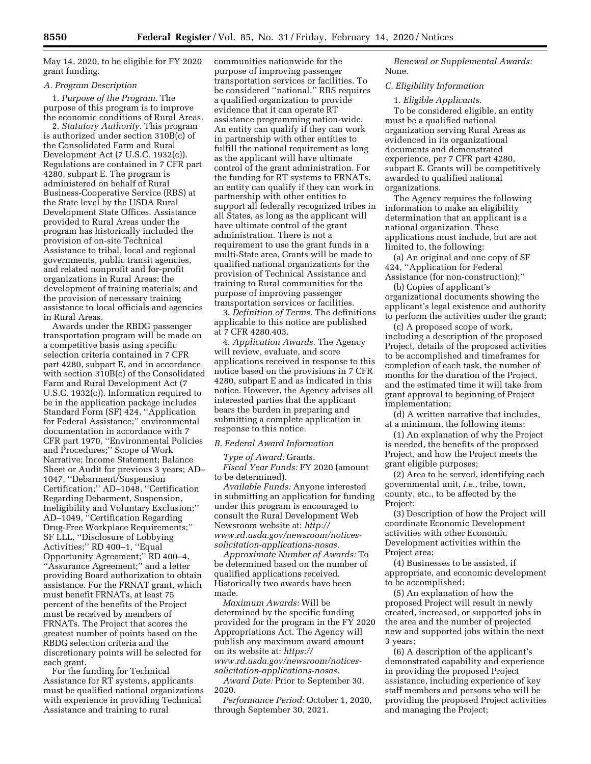May 14, 2020, to be eligible for FY 2020 grant funding.

### A. Program Description

1. *Purpose of the Program.* The purpose of this program is to improve the economic conditions of Rural Areas.

2. *Statutory Authority.* This program is authorized under section 310B(c) of the Consolidated Farm and Rural Development Act (7 U.S.C. 1932(c)). Regulations are contained in 7 CFR part 4280, subpart E. The program is administered on behalf of Rural Business-Cooperative Service (RBS) at the State level by the USDA Rural Development State Offices. Assistance provided to Rural Areas under the program has historically included the provision of on-site Technical Assistance to tribal, local and regional governments, public transit agencies, and related nonprofit and for-profit organizations in Rural Areas; the development of training materials; and the provision of necessary training assistance to local officials and agencies in Rural Areas.

Awards under the RBDG passenger transportation program will be made on a competitive basis using specific selection criteria contained in 7 CFR part 4280, subpart E, and in accordance with section 310B(c) of the Consolidated Farm and Rural Development Act (7 U.S.C. 1932(c)). Information required to be in the application package includes Standard Form (SF) 424, ''Application for Federal Assistance;'' environmental documentation in accordance with 7 CFR part 1970, ''Environmental Policies and Procedures;'' Scope of Work Narrative; Income Statement; Balance Sheet or Audit for previous 3 years; AD–1047, ''Debarment/Suspension Certification;'' AD–1048, ''Certification Regarding Debarment, Suspension, Ineligibility and Voluntary Exclusion;'' AD–1049, ''Certification Regarding Drug-Free Workplace Requirements;'' SF LLL, ''Disclosure of Lobbying Activities;'' RD 400–1, ''Equal Opportunity Agreement;'' RD 400–4, ''Assurance Agreement;'' and a letter providing Board authorization to obtain assistance. For the FRNAT grant, which must benefit FRNATs, at least 75 percent of the benefits of the Project must be received by members of FRNATs. The Project that scores the greatest number of points based on the RBDG selection criteria and the discretionary points will be selected for each grant.

For the funding for Technical Assistance for RT systems, applicants must be qualified national organizations with experience in providing Technical Assistance and training to rural communities nationwide for the purpose of improving passenger transportation services or facilities. To be considered ''national,'' RBS requires a qualified organization to provide evidence that it can operate RT assistance programming nation-wide. An entity can qualify if they can work in partnership with other entities to fulfill the national requirement as long as the applicant will have ultimate control of the grant administration. For the funding for RT systems to FRNATs, an entity can qualify if they can work in partnership with other entities to support all federally recognized tribes in all States, as long as the applicant will have ultimate control of the grant administration. There is not a requirement to use the grant funds in a multi-State area. Grants will be made to qualified national organizations for the provision of Technical Assistance and training to Rural communities for the purpose of improving passenger transportation services or facilities.

3. *Definition of Terms.* The definitions applicable to this notice are published at 7 CFR 4280.403.

4. *Application Awards.* The Agency will review, evaluate, and score applications received in response to this notice based on the provisions in 7 CFR 4280, subpart E and as indicated in this notice. However, the Agency advises all interested parties that the applicant bears the burden in preparing and submitting a complete application in response to this notice.

### B. Federal Award Information

*Type of Award:* Grants.

*Fiscal Year Funds:* FY 2020 (amount to be determined).

*Available Funds:* Anyone interested in submitting an application for funding under this program is encouraged to consult the Rural Development Web Newsroom website at: *http://www.rd.usda.gov/newsroom/notices-solicitation-applications-nosas.*

*Approximate Number of Awards:* To be determined based on the number of qualified applications received. Historically two awards have been made.

*Maximum Awards:* Will be determined by the specific funding provided for the program in the FY 2020 Appropriations Act. The Agency will publish any maximum award amount on its website at: *https://www.rd.usda.gov/newsroom/notices-solicitation-applications-nosas.*

*Award Date:* Prior to September 30, 2020.

*Performance Period:* October 1, 2020, through September 30, 2021.

*Renewal or Supplemental Awards:* None.

### C. Eligibility Information

1. *Eligible Applicants.*

To be considered eligible, an entity must be a qualified national organization serving Rural Areas as evidenced in its organizational documents and demonstrated experience, per 7 CFR part 4280, subpart E. Grants will be competitively awarded to qualified national organizations.

The Agency requires the following information to make an eligibility determination that an applicant is a national organization. These applications must include, but are not limited to, the following:

(a) An original and one copy of SF 424, ''Application for Federal Assistance (for non-construction);''

(b) Copies of applicant's organizational documents showing the applicant's legal existence and authority to perform the activities under the grant;

(c) A proposed scope of work, including a description of the proposed Project, details of the proposed activities to be accomplished and timeframes for completion of each task, the number of months for the duration of the Project, and the estimated time it will take from grant approval to beginning of Project implementation;

(d) A written narrative that includes, at a minimum, the following items:

(1) An explanation of why the Project is needed, the benefits of the proposed Project, and how the Project meets the grant eligible purposes;

(2) Area to be served, identifying each governmental unit, *i.e.,* tribe, town, county, etc., to be affected by the Project;

(3) Description of how the Project will coordinate Economic Development activities with other Economic Development activities within the Project area;

(4) Businesses to be assisted, if appropriate, and economic development to be accomplished;

(5) An explanation of how the proposed Project will result in newly created, increased, or supported jobs in the area and the number of projected new and supported jobs within the next 3 years;

(6) A description of the applicant's demonstrated capability and experience in providing the proposed Project assistance, including experience of key staff members and persons who will be providing the proposed Project activities and managing the Project;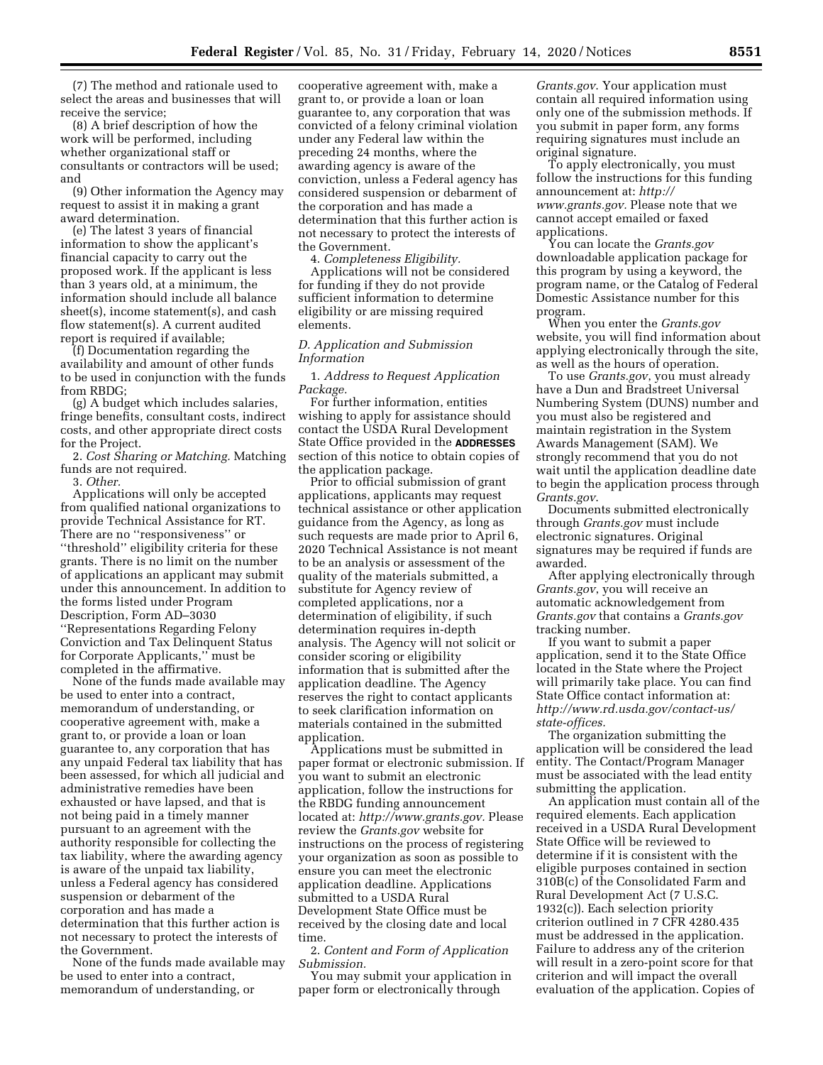(7) The method and rationale used to select the areas and businesses that will receive the service;

(8) A brief description of how the work will be performed, including whether organizational staff or consultants or contractors will be used; and

(9) Other information the Agency may request to assist it in making a grant award determination.

(e) The latest 3 years of financial information to show the applicant's financial capacity to carry out the proposed work. If the applicant is less than 3 years old, at a minimum, the information should include all balance sheet(s), income statement(s), and cash flow statement(s). A current audited report is required if available;

(f) Documentation regarding the availability and amount of other funds to be used in conjunction with the funds from RBDG;

(g) A budget which includes salaries, fringe benefits, consultant costs, indirect costs, and other appropriate direct costs for the Project.

2. *Cost Sharing or Matching.* Matching funds are not required.

3. *Other.*

Applications will only be accepted from qualified national organizations to provide Technical Assistance for RT. There are no ''responsiveness'' or ''threshold'' eligibility criteria for these grants. There is no limit on the number of applications an applicant may submit under this announcement. In addition to the forms listed under Program Description, Form AD–3030 ''Representations Regarding Felony Conviction and Tax Delinquent Status for Corporate Applicants,'' must be completed in the affirmative.

None of the funds made available may be used to enter into a contract, memorandum of understanding, or cooperative agreement with, make a grant to, or provide a loan or loan guarantee to, any corporation that has any unpaid Federal tax liability that has been assessed, for which all judicial and administrative remedies have been exhausted or have lapsed, and that is not being paid in a timely manner pursuant to an agreement with the authority responsible for collecting the tax liability, where the awarding agency is aware of the unpaid tax liability, unless a Federal agency has considered suspension or debarment of the corporation and has made a determination that this further action is not necessary to protect the interests of the Government.

None of the funds made available may be used to enter into a contract, memorandum of understanding, or cooperative agreement with, make a grant to, or provide a loan or loan guarantee to, any corporation that was convicted of a felony criminal violation under any Federal law within the preceding 24 months, where the awarding agency is aware of the conviction, unless a Federal agency has considered suspension or debarment of the corporation and has made a determination that this further action is not necessary to protect the interests of the Government.

4. *Completeness Eligibility.*

Applications will not be considered for funding if they do not provide sufficient information to determine eligibility or are missing required elements.

### *D. Application and Submission Information*

1. *Address to Request Application Package.*

For further information, entities wishing to apply for assistance should contact the USDA Rural Development State Office provided in the **ADDRESSES** section of this notice to obtain copies of the application package.

Prior to official submission of grant applications, applicants may request technical assistance or other application guidance from the Agency, as long as such requests are made prior to April 6, 2020 Technical Assistance is not meant to be an analysis or assessment of the quality of the materials submitted, a substitute for Agency review of completed applications, nor a determination of eligibility, if such determination requires in-depth analysis. The Agency will not solicit or consider scoring or eligibility information that is submitted after the application deadline. The Agency reserves the right to contact applicants to seek clarification information on materials contained in the submitted application.

Applications must be submitted in paper format or electronic submission. If you want to submit an electronic application, follow the instructions for the RBDG funding announcement located at: *http://www.grants.gov.* Please review the *Grants.gov* website for instructions on the process of registering your organization as soon as possible to ensure you can meet the electronic application deadline. Applications submitted to a USDA Rural Development State Office must be received by the closing date and local time.

2. *Content and Form of Application Submission.*

You may submit your application in paper form or electronically through *Grants.gov.* Your application must contain all required information using only one of the submission methods. If you submit in paper form, any forms requiring signatures must include an original signature.

To apply electronically, you must follow the instructions for this funding announcement at: *http://www.grants.gov.* Please note that we cannot accept emailed or faxed applications.

You can locate the *Grants.gov* downloadable application package for this program by using a keyword, the program name, or the Catalog of Federal Domestic Assistance number for this program.

When you enter the *Grants.gov* website, you will find information about applying electronically through the site, as well as the hours of operation.

To use *Grants.gov*, you must already have a Dun and Bradstreet Universal Numbering System (DUNS) number and you must also be registered and maintain registration in the System Awards Management (SAM). We strongly recommend that you do not wait until the application deadline date to begin the application process through *Grants.gov.*

Documents submitted electronically through *Grants.gov* must include electronic signatures. Original signatures may be required if funds are awarded.

After applying electronically through *Grants.gov*, you will receive an automatic acknowledgement from *Grants.gov* that contains a *Grants.gov* tracking number.

If you want to submit a paper application, send it to the State Office located in the State where the Project will primarily take place. You can find State Office contact information at: *http://www.rd.usda.gov/contact-us/state-offices.*

The organization submitting the application will be considered the lead entity. The Contact/Program Manager must be associated with the lead entity submitting the application.

An application must contain all of the required elements. Each application received in a USDA Rural Development State Office will be reviewed to determine if it is consistent with the eligible purposes contained in section 310B(c) of the Consolidated Farm and Rural Development Act (7 U.S.C. 1932(c)). Each selection priority criterion outlined in 7 CFR 4280.435 must be addressed in the application. Failure to address any of the criterion will result in a zero-point score for that criterion and will impact the overall evaluation of the application. Copies of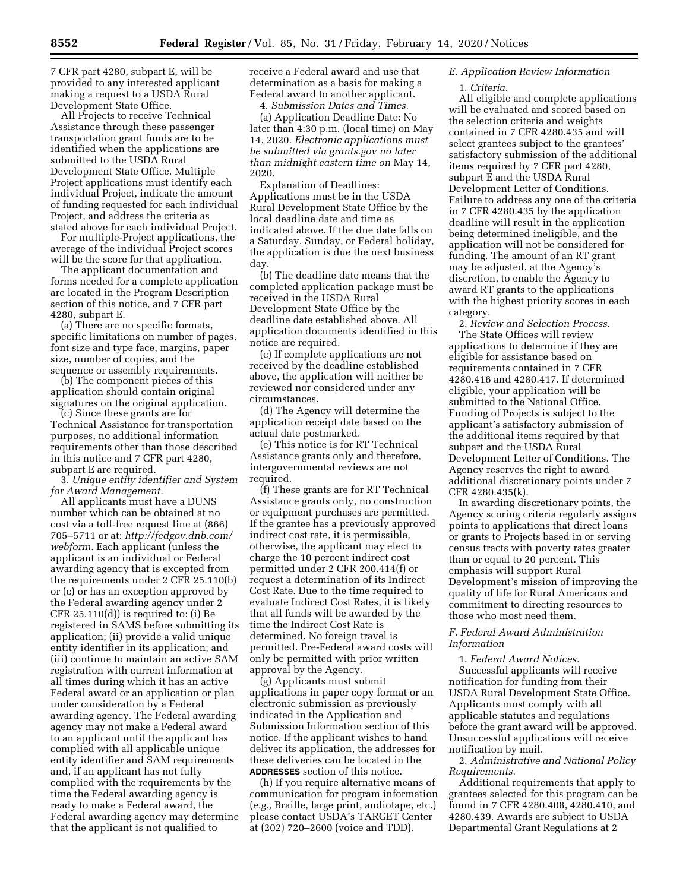7 CFR part 4280, subpart E, will be provided to any interested applicant making a request to a USDA Rural Development State Office.

All Projects to receive Technical Assistance through these passenger transportation grant funds are to be identified when the applications are submitted to the USDA Rural Development State Office. Multiple Project applications must identify each individual Project, indicate the amount of funding requested for each individual Project, and address the criteria as stated above for each individual Project.

For multiple-Project applications, the average of the individual Project scores will be the score for that application.

The applicant documentation and forms needed for a complete application are located in the Program Description section of this notice, and 7 CFR part 4280, subpart E.

(a) There are no specific formats, specific limitations on number of pages, font size and type face, margins, paper size, number of copies, and the sequence or assembly requirements.

(b) The component pieces of this application should contain original signatures on the original application.

(c) Since these grants are for Technical Assistance for transportation purposes, no additional information requirements other than those described in this notice and 7 CFR part 4280, subpart E are required.

3. *Unique entity identifier and System for Award Management.*

All applicants must have a DUNS number which can be obtained at no cost via a toll-free request line at (866) 705–5711 or at: *http://fedgov.dnb.com/webform.* Each applicant (unless the applicant is an individual or Federal awarding agency that is excepted from the requirements under 2 CFR 25.110(b) or (c) or has an exception approved by the Federal awarding agency under 2 CFR 25.110(d)) is required to: (i) Be registered in SAMS before submitting its application; (ii) provide a valid unique entity identifier in its application; and (iii) continue to maintain an active SAM registration with current information at all times during which it has an active Federal award or an application or plan under consideration by a Federal awarding agency. The Federal awarding agency may not make a Federal award to an applicant until the applicant has complied with all applicable unique entity identifier and SAM requirements and, if an applicant has not fully complied with the requirements by the time the Federal awarding agency is ready to make a Federal award, the Federal awarding agency may determine that the applicant is not qualified to receive a Federal award and use that determination as a basis for making a Federal award to another applicant.

4. *Submission Dates and Times.*

(a) Application Deadline Date: No later than 4:30 p.m. (local time) on May 14, 2020. *Electronic applications must be submitted via grants.gov no later than midnight eastern time on* May 14, 2020.

Explanation of Deadlines: Applications must be in the USDA Rural Development State Office by the local deadline date and time as indicated above. If the due date falls on a Saturday, Sunday, or Federal holiday, the application is due the next business day.

(b) The deadline date means that the completed application package must be received in the USDA Rural Development State Office by the deadline date established above. All application documents identified in this notice are required.

(c) If complete applications are not received by the deadline established above, the application will neither be reviewed nor considered under any circumstances.

(d) The Agency will determine the application receipt date based on the actual date postmarked.

(e) This notice is for RT Technical Assistance grants only and therefore, intergovernmental reviews are not required.

(f) These grants are for RT Technical Assistance grants only, no construction or equipment purchases are permitted. If the grantee has a previously approved indirect cost rate, it is permissible, otherwise, the applicant may elect to charge the 10 percent indirect cost permitted under 2 CFR 200.414(f) or request a determination of its Indirect Cost Rate. Due to the time required to evaluate Indirect Cost Rates, it is likely that all funds will be awarded by the time the Indirect Cost Rate is determined. No foreign travel is permitted. Pre-Federal award costs will only be permitted with prior written approval by the Agency.

(g) Applicants must submit applications in paper copy format or an electronic submission as previously indicated in the Application and Submission Information section of this notice. If the applicant wishes to hand deliver its application, the addresses for these deliveries can be located in the **ADDRESSES** section of this notice.

(h) If you require alternative means of communication for program information (*e.g.,* Braille, large print, audiotape, etc.) please contact USDA's TARGET Center at (202) 720–2600 (voice and TDD).

### *E. Application Review Information*

1. *Criteria.*

All eligible and complete applications will be evaluated and scored based on the selection criteria and weights contained in 7 CFR 4280.435 and will select grantees subject to the grantees' satisfactory submission of the additional items required by 7 CFR part 4280, subpart E and the USDA Rural Development Letter of Conditions. Failure to address any one of the criteria in 7 CFR 4280.435 by the application deadline will result in the application being determined ineligible, and the application will not be considered for funding. The amount of an RT grant may be adjusted, at the Agency's discretion, to enable the Agency to award RT grants to the applications with the highest priority scores in each category.

2. *Review and Selection Process.*

The State Offices will review applications to determine if they are eligible for assistance based on requirements contained in 7 CFR 4280.416 and 4280.417. If determined eligible, your application will be submitted to the National Office. Funding of Projects is subject to the applicant's satisfactory submission of the additional items required by that subpart and the USDA Rural Development Letter of Conditions. The Agency reserves the right to award additional discretionary points under 7 CFR 4280.435(k).

In awarding discretionary points, the Agency scoring criteria regularly assigns points to applications that direct loans or grants to Projects based in or serving census tracts with poverty rates greater than or equal to 20 percent. This emphasis will support Rural Development's mission of improving the quality of life for Rural Americans and commitment to directing resources to those who most need them.

### *F. Federal Award Administration Information*

1. *Federal Award Notices.*

Successful applicants will receive notification for funding from their USDA Rural Development State Office. Applicants must comply with all applicable statutes and regulations before the grant award will be approved. Unsuccessful applications will receive notification by mail.

2. *Administrative and National Policy Requirements.*

Additional requirements that apply to grantees selected for this program can be found in 7 CFR 4280.408, 4280.410, and 4280.439. Awards are subject to USDA Departmental Grant Regulations at 2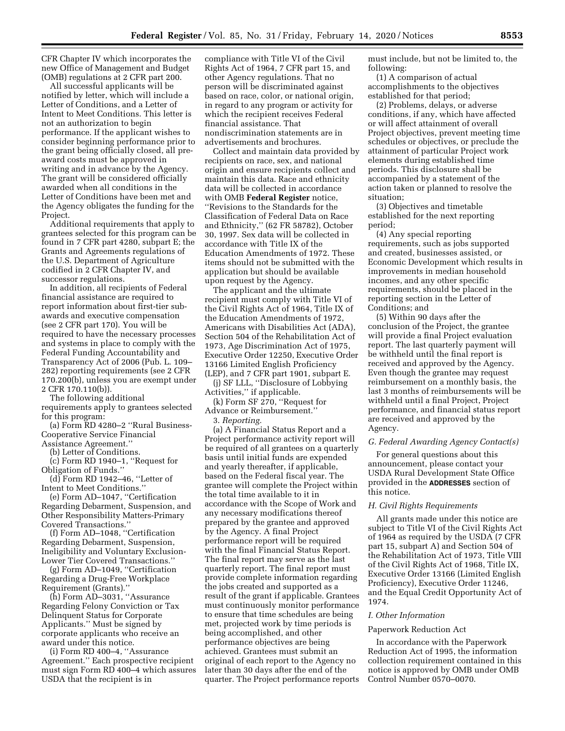CFR Chapter IV which incorporates the new Office of Management and Budget (OMB) regulations at 2 CFR part 200.

All successful applicants will be notified by letter, which will include a Letter of Conditions, and a Letter of Intent to Meet Conditions. This letter is not an authorization to begin performance. If the applicant wishes to consider beginning performance prior to the grant being officially closed, all pre-award costs must be approved in writing and in advance by the Agency. The grant will be considered officially awarded when all conditions in the Letter of Conditions have been met and the Agency obligates the funding for the Project.

Additional requirements that apply to grantees selected for this program can be found in 7 CFR part 4280, subpart E; the Grants and Agreements regulations of the U.S. Department of Agriculture codified in 2 CFR Chapter IV, and successor regulations.

In addition, all recipients of Federal financial assistance are required to report information about first-tier sub-awards and executive compensation (see 2 CFR part 170). You will be required to have the necessary processes and systems in place to comply with the Federal Funding Accountability and Transparency Act of 2006 (Pub. L. 109–282) reporting requirements (see 2 CFR 170.200(b), unless you are exempt under 2 CFR 170.110(b)).

The following additional requirements apply to grantees selected for this program:

(a) Form RD 4280–2 ''Rural Business-Cooperative Service Financial Assistance Agreement.''

(b) Letter of Conditions.

(c) Form RD 1940–1, ''Request for Obligation of Funds.''

(d) Form RD 1942–46, ''Letter of Intent to Meet Conditions.''

(e) Form AD–1047, ''Certification Regarding Debarment, Suspension, and Other Responsibility Matters-Primary Covered Transactions.''

(f) Form AD–1048, ''Certification Regarding Debarment, Suspension, Ineligibility and Voluntary Exclusion-Lower Tier Covered Transactions.''

(g) Form AD–1049, ''Certification Regarding a Drug-Free Workplace Requirement (Grants).''

(h) Form AD–3031, ''Assurance Regarding Felony Conviction or Tax Delinquent Status for Corporate Applicants.'' Must be signed by corporate applicants who receive an award under this notice.

(i) Form RD 400–4, ''Assurance Agreement.'' Each prospective recipient must sign Form RD 400–4 which assures USDA that the recipient is in compliance with Title VI of the Civil Rights Act of 1964, 7 CFR part 15, and other Agency regulations. That no person will be discriminated against based on race, color, or national origin, in regard to any program or activity for which the recipient receives Federal financial assistance. That nondiscrimination statements are in advertisements and brochures.

Collect and maintain data provided by recipients on race, sex, and national origin and ensure recipients collect and maintain this data. Race and ethnicity data will be collected in accordance with OMB **Federal Register** notice, ''Revisions to the Standards for the Classification of Federal Data on Race and Ethnicity,'' (62 FR 58782), October 30, 1997. Sex data will be collected in accordance with Title IX of the Education Amendments of 1972. These items should not be submitted with the application but should be available upon request by the Agency.

The applicant and the ultimate recipient must comply with Title VI of the Civil Rights Act of 1964, Title IX of the Education Amendments of 1972, Americans with Disabilities Act (ADA), Section 504 of the Rehabilitation Act of 1973, Age Discrimination Act of 1975, Executive Order 12250, Executive Order 13166 Limited English Proficiency (LEP), and 7 CFR part 1901, subpart E.

(j) SF LLL, ''Disclosure of Lobbying Activities,'' if applicable.

(k) Form SF 270, ''Request for Advance or Reimbursement.''

3. *Reporting.*

(a) A Financial Status Report and a Project performance activity report will be required of all grantees on a quarterly basis until initial funds are expended and yearly thereafter, if applicable, based on the Federal fiscal year. The grantee will complete the Project within the total time available to it in accordance with the Scope of Work and any necessary modifications thereof prepared by the grantee and approved by the Agency. A final Project performance report will be required with the final Financial Status Report. The final report may serve as the last quarterly report. The final report must provide complete information regarding the jobs created and supported as a result of the grant if applicable. Grantees must continuously monitor performance to ensure that time schedules are being met, projected work by time periods is being accomplished, and other performance objectives are being achieved. Grantees must submit an original of each report to the Agency no later than 30 days after the end of the quarter. The Project performance reports must include, but not be limited to, the following:

(1) A comparison of actual accomplishments to the objectives established for that period;

(2) Problems, delays, or adverse conditions, if any, which have affected or will affect attainment of overall Project objectives, prevent meeting time schedules or objectives, or preclude the attainment of particular Project work elements during established time periods. This disclosure shall be accompanied by a statement of the action taken or planned to resolve the situation;

(3) Objectives and timetable established for the next reporting period;

(4) Any special reporting requirements, such as jobs supported and created, businesses assisted, or Economic Development which results in improvements in median household incomes, and any other specific requirements, should be placed in the reporting section in the Letter of Conditions; and

(5) Within 90 days after the conclusion of the Project, the grantee will provide a final Project evaluation report. The last quarterly payment will be withheld until the final report is received and approved by the Agency. Even though the grantee may request reimbursement on a monthly basis, the last 3 months of reimbursements will be withheld until a final Project, Project performance, and financial status report are received and approved by the Agency.

### *G. Federal Awarding Agency Contact(s)*

For general questions about this announcement, please contact your USDA Rural Development State Office provided in the **ADDRESSES** section of this notice.

### *H. Civil Rights Requirements*

All grants made under this notice are subject to Title VI of the Civil Rights Act of 1964 as required by the USDA (7 CFR part 15, subpart A) and Section 504 of the Rehabilitation Act of 1973, Title VIII of the Civil Rights Act of 1968, Title IX, Executive Order 13166 (Limited English Proficiency), Executive Order 11246, and the Equal Credit Opportunity Act of 1974.

### *I. Other Information*

#### Paperwork Reduction Act

In accordance with the Paperwork Reduction Act of 1995, the information collection requirement contained in this notice is approved by OMB under OMB Control Number 0570–0070.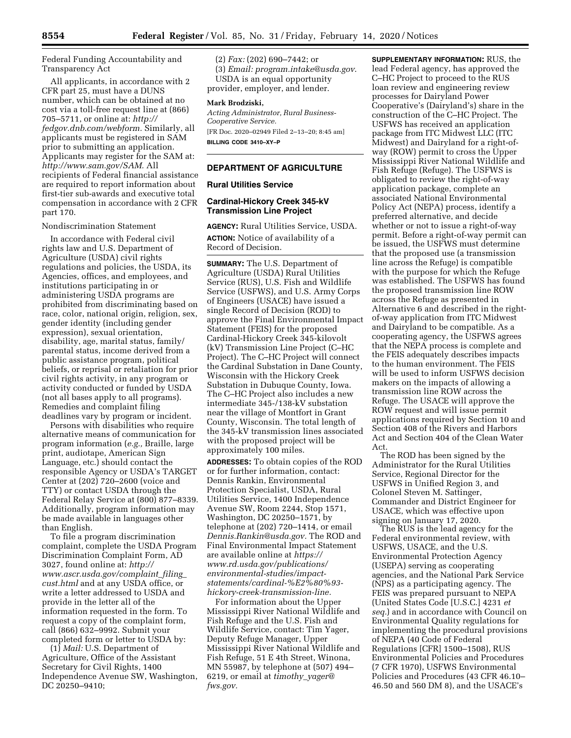Federal Funding Accountability and Transparency Act

All applicants, in accordance with 2 CFR part 25, must have a DUNS number, which can be obtained at no cost via a toll-free request line at (866) 705–5711, or online at: *http://fedgov.dnb.com/webform.* Similarly, all applicants must be registered in SAM prior to submitting an application. Applicants may register for the SAM at: *http://www.sam.gov/SAM.* All recipients of Federal financial assistance are required to report information about first-tier sub-awards and executive total compensation in accordance with 2 CFR part 170.

Nondiscrimination Statement

In accordance with Federal civil rights law and U.S. Department of Agriculture (USDA) civil rights regulations and policies, the USDA, its Agencies, offices, and employees, and institutions participating in or administering USDA programs are prohibited from discriminating based on race, color, national origin, religion, sex, gender identity (including gender expression), sexual orientation, disability, age, marital status, family/parental status, income derived from a public assistance program, political beliefs, or reprisal or retaliation for prior civil rights activity, in any program or activity conducted or funded by USDA (not all bases apply to all programs). Remedies and complaint filing deadlines vary by program or incident.

Persons with disabilities who require alternative means of communication for program information (*e.g.,* Braille, large print, audiotape, American Sign Language, etc.) should contact the responsible Agency or USDA's TARGET Center at (202) 720–2600 (voice and TTY) or contact USDA through the Federal Relay Service at (800) 877–8339. Additionally, program information may be made available in languages other than English.

To file a program discrimination complaint, complete the USDA Program Discrimination Complaint Form, AD 3027, found online at: *http://www.ascr.usda.gov/complaint_filing_cust.html* and at any USDA office, or write a letter addressed to USDA and provide in the letter all of the information requested in the form. To request a copy of the complaint form, call (866) 632–9992. Submit your completed form or letter to USDA by:

(1) *Mail:* U.S. Department of Agriculture, Office of the Assistant Secretary for Civil Rights, 1400 Independence Avenue SW, Washington, DC 20250–9410;

(2) *Fax:* (202) 690–7442; or

(3) *Email: program.intake@usda.gov.*

USDA is an equal opportunity provider, employer, and lender.

**Mark Brodziski,**

*Acting Administrator, Rural Business-Cooperative Service.*

[FR Doc. 2020–02949 Filed 2–13–20; 8:45 am]

**BILLING CODE 3410–XY–P**

## DEPARTMENT OF AGRICULTURE

### Rural Utilities Service

### Cardinal-Hickory Creek 345-kV Transmission Line Project

**AGENCY:** Rural Utilities Service, USDA.

**ACTION:** Notice of availability of a Record of Decision.

**SUMMARY:** The U.S. Department of Agriculture (USDA) Rural Utilities Service (RUS), U.S. Fish and Wildlife Service (USFWS), and U.S. Army Corps of Engineers (USACE) have issued a single Record of Decision (ROD) to approve the Final Environmental Impact Statement (FEIS) for the proposed Cardinal-Hickory Creek 345-kilovolt (kV) Transmission Line Project (C–HC Project). The C–HC Project will connect the Cardinal Substation in Dane County, Wisconsin with the Hickory Creek Substation in Dubuque County, Iowa. The C–HC Project also includes a new intermediate 345-/138-kV substation near the village of Montfort in Grant County, Wisconsin. The total length of the 345-kV transmission lines associated with the proposed project will be approximately 100 miles.

**ADDRESSES:** To obtain copies of the ROD or for further information, contact: Dennis Rankin, Environmental Protection Specialist, USDA, Rural Utilities Service, 1400 Independence Avenue SW, Room 2244, Stop 1571, Washington, DC 20250–1571, by telephone at (202) 720–1414, or email *Dennis.Rankin@usda.gov.* The ROD and Final Environmental Impact Statement are available online at *https://www.rd.usda.gov/publications/environmental-studies/impact-statements/cardinal-%E2%80%93-hickory-creek-transmission-line.*

For information about the Upper Mississippi River National Wildlife and Fish Refuge and the U.S. Fish and Wildlife Service, contact: Tim Yager, Deputy Refuge Manager, Upper Mississippi River National Wildlife and Fish Refuge, 51 E 4th Street, Winona, MN 55987, by telephone at (507) 494–6219, or email at *timothy_yager@fws.gov.*

**SUPPLEMENTARY INFORMATION:** RUS, the lead Federal agency, has approved the C–HC Project to proceed to the RUS loan review and engineering review processes for Dairyland Power Cooperative's (Dairyland's) share in the construction of the C–HC Project. The USFWS has received an application package from ITC Midwest LLC (ITC Midwest) and Dairyland for a right-of-way (ROW) permit to cross the Upper Mississippi River National Wildlife and Fish Refuge (Refuge). The USFWS is obligated to review the right-of-way application package, complete an associated National Environmental Policy Act (NEPA) process, identify a preferred alternative, and decide whether or not to issue a right-of-way permit. Before a right-of-way permit can be issued, the USFWS must determine that the proposed use (a transmission line across the Refuge) is compatible with the purpose for which the Refuge was established. The USFWS has found the proposed transmission line ROW across the Refuge as presented in Alternative 6 and described in the right-of-way application from ITC Midwest and Dairyland to be compatible. As a cooperating agency, the USFWS agrees that the NEPA process is complete and the FEIS adequately describes impacts to the human environment. The FEIS will be used to inform USFWS decision makers on the impacts of allowing a transmission line ROW across the Refuge. The USACE will approve the ROW request and will issue permit applications required by Section 10 and Section 408 of the Rivers and Harbors Act and Section 404 of the Clean Water Act.

The ROD has been signed by the Administrator for the Rural Utilities Service, Regional Director for the USFWS in Unified Region 3, and Colonel Steven M. Sattinger, Commander and District Engineer for USACE, which was effective upon signing on January 17, 2020.

The RUS is the lead agency for the Federal environmental review, with USFWS, USACE, and the U.S. Environmental Protection Agency (USEPA) serving as cooperating agencies, and the National Park Service (NPS) as a participating agency. The FEIS was prepared pursuant to NEPA (United States Code [U.S.C.] 4231 *et seq.*) and in accordance with Council on Environmental Quality regulations for implementing the procedural provisions of NEPA (40 Code of Federal Regulations [CFR] 1500–1508), RUS Environmental Policies and Procedures (7 CFR 1970), USFWS Environmental Policies and Procedures (43 CFR 46.10–46.50 and 560 DM 8), and the USACE's